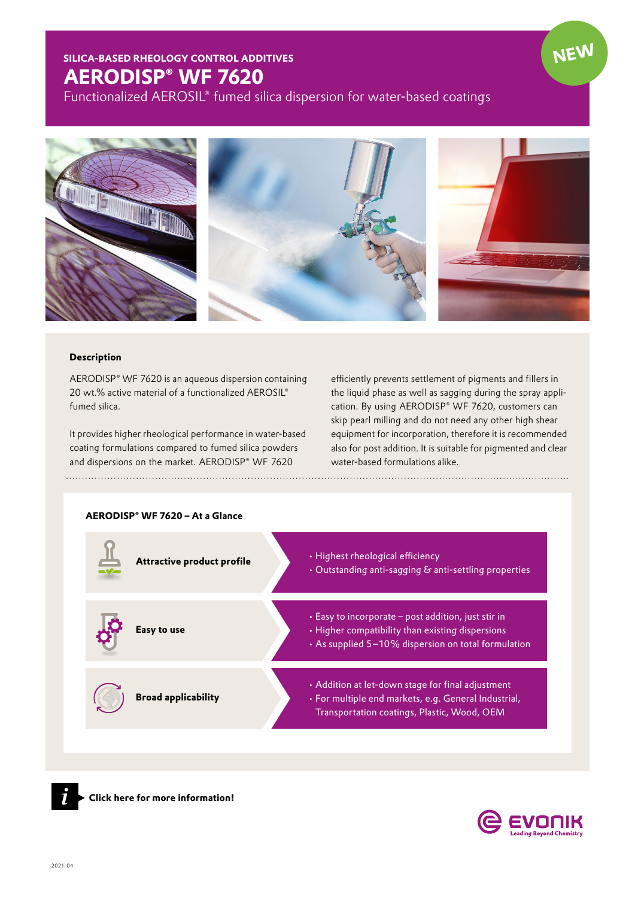SILICA-BASED RHEOLOGY CONTROL ADDITIVES

# AERODISP® WF 7620

Functionalized AEROSIL® fumed silica dispersion for water-based coatings

NEW

## Description

AERODISP® WF 7620 is an aqueous dispersion containing 20 wt.% active material of a functionalized AEROSIL® fumed silica.

It provides higher rheological performance in water-based coating formulations compared to fumed silica powders and dispersions on the market. AERODISP® WF 7620 efficiently prevents settlement of pigments and fillers in the liquid phase as well as sagging during the spray application. By using AERODISP® WF 7620, customers can skip pearl milling and do not need any other high shear equipment for incorporation, therefore it is recommended also for post addition. It is suitable for pigmented and clear water-based formulations alike.

## AERODISP® WF 7620 – At a Glance

| | |
|---|---|
| **Attractive product profile** | • Highest rheological efficiency<br>• Outstanding anti-sagging & anti-settling properties |
| **Easy to use** | • Easy to incorporate – post addition, just stir in<br>• Higher compatibility than existing dispersions<br>• As supplied 5–10 % dispersion on total formulation |
| **Broad applicability** | • Addition at let-down stage for final adjustment<br>• For multiple end markets, e.g. General Industrial, Transportation coatings, Plastic, Wood, OEM |

**Click here for more information!**

EVONIK
Leading Beyond Chemistry

2021-04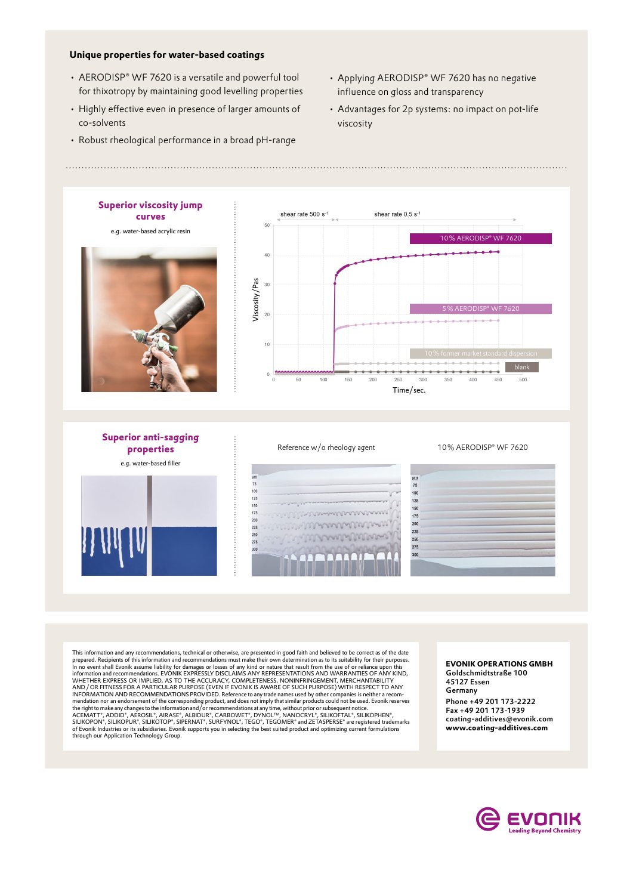## Unique properties for water-based coatings

- AERODISP® WF 7620 is a versatile and powerful tool for thixotropy by maintaining good levelling properties
- Highly effective even in presence of larger amounts of co-solvents
- Robust rheological performance in a broad pH-range
- Applying AERODISP® WF 7620 has no negative influence on gloss and transparency
- Advantages for 2p systems: no impact on pot-life viscosity

### Superior viscosity jump curves

e.g. water-based acrylic resin

shear rate 500 $s^{-1}$

shear rate 0.5 $s^{-1}$

Viscosity/Pas

0
10
20
30
40
50

0
50
100
150
200
250
300
350
400
450
500

Time/sec.

10% AERODISP® WF 7620

5% AERODISP® WF 7620

10% former market standard dispersion

blank

### Superior anti-sagging properties

e.g. water-based filler

Reference w/o rheology agent

10% AERODISP® WF 7620

µm
75
100
125
150
175
200
225
250
275
300

µm
75
100
125
150
175
200
225
250
275
300

This information and any recommendations, technical or otherwise, are presented in good faith and believed to be correct as of the date prepared. Recipients of this information and recommendations must make their own determination as to its suitability for their purposes. In no event shall Evonik assume liability for damages or losses of any kind or nature that result from the use of or reliance upon this information and recommendations. EVONIK EXPRESSLY DISCLAIMS ANY REPRESENTATIONS AND WARRANTIES OF ANY KIND, WHETHER EXPRESS OR IMPLIED, AS TO THE ACCURACY, COMPLETENESS, NONINFRINGEMENT, MERCHANTABILITY AND / OR FITNESS FOR A PARTICULAR PURPOSE (EVEN IF EVONIK IS AWARE OF SUCH PURPOSE) WITH RESPECT TO ANY INFORMATION AND RECOMMENDATIONS PROVIDED. Reference to any trade names used by other companies is neither a recommendation nor an endorsement of the corresponding product, and does not imply that similar products could not be used. Evonik reserves the right to make any changes to the information and / or recommendations at any time, without prior or subsequent notice.
ACEMATT®, ADDID®, AEROSIL®, AIRASE®, ALBIDUR®, CARBOWET®, DYNOL™, NANOCRYL®, SILIKOFTAL®, SILIKOPHEN®, SILIKOPON®, SILIKOPUR®, SIPERNAT®, SURFYNOL®, TEGO®, TEGOMER® and ZETASPERSE® are registered trademarks of Evonik Industries or its subsidiaries. Evonik supports you in selecting the best suited product and optimizing current formulations through our Application Technology Group.

**EVONIK OPERATIONS GMBH**
**Goldschmidtstraße 100**
**45127 Essen**
**Germany**

**Phone +49 201 173-2222**
**Fax +49 201 173-1939**
**coating-additives@evonik.com**
**www.coating-additives.com**

EVONIK
Leading Beyond Chemistry